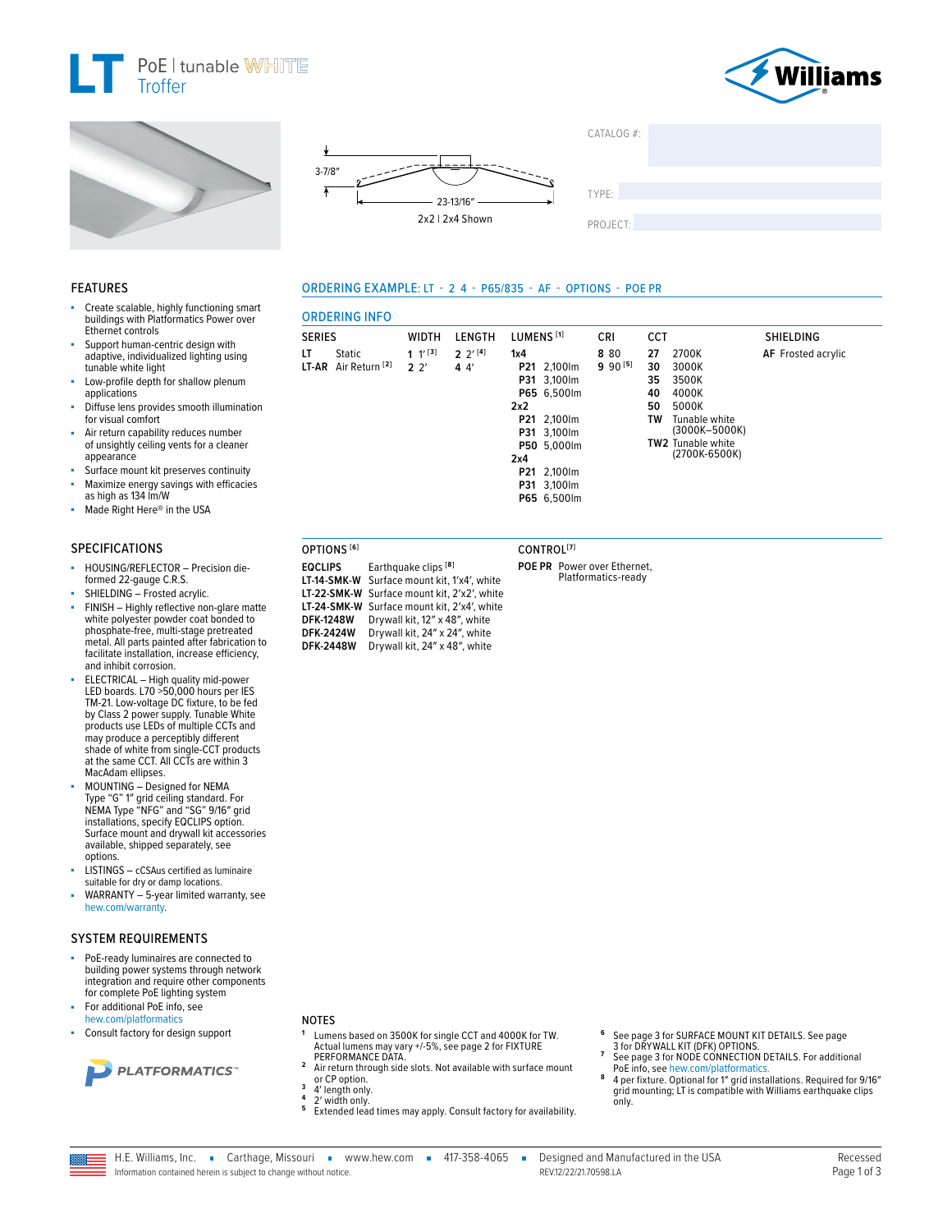# LT PoE | tunable WHITE Troffer

Williams

3-7/8″

23-13/16″

2x2 | 2x4 Shown

CATALOG #:

TYPE:

PROJECT:

## FEATURES

- Create scalable, highly functioning smart buildings with Platformatics Power over Ethernet controls
- Support human-centric design with adaptive, individualized lighting using tunable white light
- Low-profile depth for shallow plenum applications
- Diffuse lens provides smooth illumination for visual comfort
- Air return capability reduces number of unsightly ceiling vents for a cleaner appearance
- Surface mount kit preserves continuity
- Maximize energy savings with efficacies as high as 134 lm/W
- Made Right Here® in the USA

## ORDERING EXAMPLE: LT - 2 4 - P65/835 - AF - OPTIONS - POE PR

## ORDERING INFO

| SERIES | WIDTH | LENGTH | LUMENS [1] | CRI | CCT | SHIELDING |
|---|---|---|---|---|---|---|
| **LT** Static | **1** 1′ [3] | **2** 2′ [4] | **1x4** | **8** 80 | **27** 2700K | **AF** Frosted acrylic |
| **LT-AR** Air Return [2] | **2** 2′ | **4** 4′ | **P21** 2,100lm | **9** 90 [5] | **30** 3000K | |
| | | | **P31** 3,100lm | | **35** 3500K | |
| | | | **P65** 6,500lm | | **40** 4000K | |
| | | | **2x2** | | **50** 5000K | |
| | | | **P21** 2,100lm | | **TW** Tunable white (3000K–5000K) | |
| | | | **P31** 3,100lm | | **TW2** Tunable white (2700K-6500K) | |
| | | | **P50** 5,000lm | | | |
| | | | **2x4** | | | |
| | | | **P21** 2,100lm | | | |
| | | | **P31** 3,100lm | | | |
| | | | **P65** 6,500lm | | | |

| OPTIONS [6] | |
|---|---|
| **EQCLIPS** | Earthquake clips [8] |
| **LT-14-SMK-W** | Surface mount kit, 1′x4′, white |
| **LT-22-SMK-W** | Surface mount kit, 2′x2′, white |
| **LT-24-SMK-W** | Surface mount kit, 2′x4′, white |
| **DFK-1248W** | Drywall kit, 12″ x 48″, white |
| **DFK-2424W** | Drywall kit, 24″ x 24″, white |
| **DFK-2448W** | Drywall kit, 24″ x 48″, white |

| CONTROL [7] | |
|---|---|
| **POE PR** | Power over Ethernet, Platformatics-ready |

## SPECIFICATIONS

- HOUSING/REFLECTOR – Precision die-formed 22-gauge C.R.S.
- SHIELDING – Frosted acrylic.
- FINISH – Highly reflective non-glare matte white polyester powder coat bonded to phosphate-free, multi-stage pretreated metal. All parts painted after fabrication to facilitate installation, increase efficiency, and inhibit corrosion.
- ELECTRICAL – High quality mid-power LED boards. L70 >50,000 hours per IES TM-21. Low-voltage DC fixture, to be fed by Class 2 power supply. Tunable White products use LEDs of multiple CCTs and may produce a perceptibly different shade of white from single-CCT products at the same CCT. All CCTs are within 3 MacAdam ellipses.
- MOUNTING – Designed for NEMA Type "G" 1" grid ceiling standard. For NEMA Type "NFG" and "SG" 9/16" grid installations, specify EQCLIPS option. Surface mount and drywall kit accessories available, shipped separately, see options.
- LISTINGS – cCSAus certified as luminaire suitable for dry or damp locations.
- WARRANTY – 5-year limited warranty, see hew.com/warranty.

## SYSTEM REQUIREMENTS

- PoE-ready luminaires are connected to building power systems through network integration and require other components for complete PoE lighting system
- For additional PoE info, see hew.com/platformatics
- Consult factory for design support

PLATFORMATICS™

## NOTES

1. Lumens based on 3500K for single CCT and 4000K for TW. Actual lumens may vary +/-5%, see page 2 for FIXTURE PERFORMANCE DATA.
2. Air return through side slots. Not available with surface mount or CP option.
3. 4′ length only.
4. 2′ width only.
5. Extended lead times may apply. Consult factory for availability.
6. See page 3 for SURFACE MOUNT KIT DETAILS. See page 3 for DRYWALL KIT (DFK) OPTIONS.
7. See page 3 for NODE CONNECTION DETAILS. For additional PoE info, see hew.com/platformatics.
8. 4 per fixture. Optional for 1" grid installations. Required for 9/16" grid mounting; LT is compatible with Williams earthquake clips only.

H.E. Williams, Inc. ▪ Carthage, Missouri ▪ www.hew.com ▪ 417-358-4065 ▪ Designed and Manufactured in the USA

Information contained herein is subject to change without notice. REV.12/22/21.70598.LA

Recessed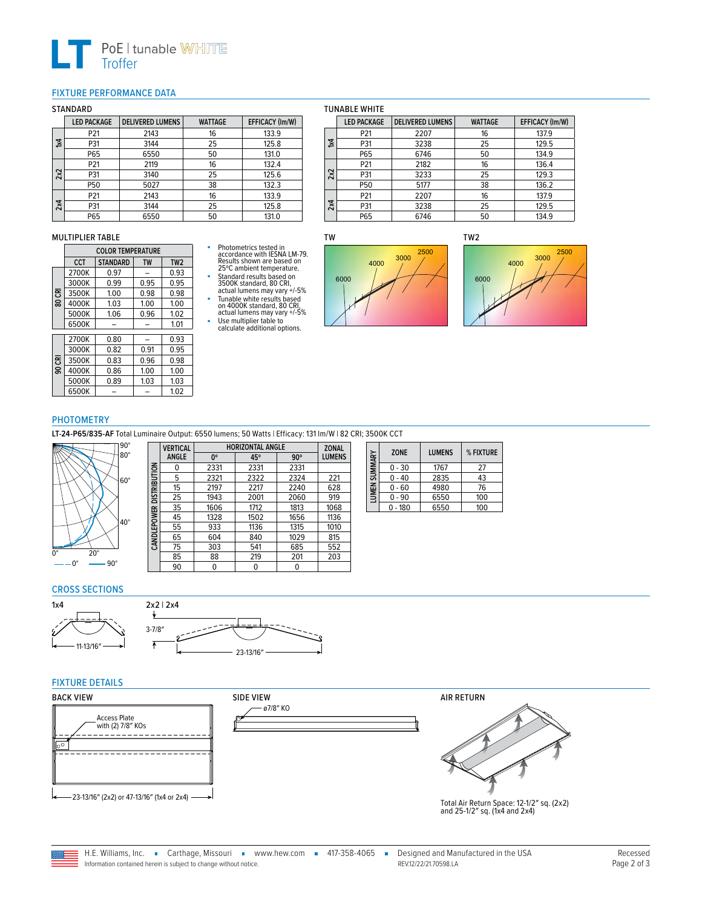# LT PoE | tunable WHITE Troffer

## FIXTURE PERFORMANCE DATA

### STANDARD

| | LED PACKAGE | DELIVERED LUMENS | WATTAGE | EFFICACY (lm/W) |
|---|---|---|---|---|
| 1x4 | P21 | 2143 | 16 | 133.9 |
| | P31 | 3144 | 25 | 125.8 |
| | P65 | 6550 | 50 | 131.0 |
| 2x2 | P21 | 2119 | 16 | 132.4 |
| | P31 | 3140 | 25 | 125.6 |
| | P50 | 5027 | 38 | 132.3 |
| 2x4 | P21 | 2143 | 16 | 133.9 |
| | P31 | 3144 | 25 | 125.8 |
| | P65 | 6550 | 50 | 131.0 |

### TUNABLE WHITE

| | LED PACKAGE | DELIVERED LUMENS | WATTAGE | EFFICACY (lm/W) |
|---|---|---|---|---|
| 1x4 | P21 | 2207 | 16 | 137.9 |
| | P31 | 3238 | 25 | 129.5 |
| | P65 | 6746 | 50 | 134.9 |
| 2x2 | P21 | 2182 | 16 | 136.4 |
| | P31 | 3233 | 25 | 129.3 |
| | P50 | 5177 | 38 | 136.2 |
| 2x4 | P21 | 2207 | 16 | 137.9 |
| | P31 | 3238 | 25 | 129.5 |
| | P65 | 6746 | 50 | 134.9 |

### MULTIPLIER TABLE

| | COLOR TEMPERATURE | | | |
|---|---|---|---|---|
| | CCT | STANDARD | TW | TW2 |
| 80 CRI | 2700K | 0.97 | – | 0.93 |
| | 3000K | 0.99 | 0.95 | 0.95 |
| | 3500K | 1.00 | 0.98 | 0.98 |
| | 4000K | 1.03 | 1.00 | 1.00 |
| | 5000K | 1.06 | 0.96 | 1.02 |
| | 6500K | – | – | 1.01 |
| 90 CRI | 2700K | 0.80 | – | 0.93 |
| | 3000K | 0.82 | 0.91 | 0.95 |
| | 3500K | 0.83 | 0.96 | 0.98 |
| | 4000K | 0.86 | 1.00 | 1.00 |
| | 5000K | 0.89 | 1.03 | 1.03 |
| | 6500K | – | – | 1.02 |

- Photometrics tested in accordance with IESNA LM-79. Results shown are based on 25°C ambient temperature.
- Standard results based on 3500K standard, 80 CRI, actual lumens may vary +/-5%
- Tunable white results based on 4000K standard, 80 CRI, actual lumens may vary +/-5%
- Use multiplier table to calculate additional options.

TW

TW2

## PHOTOMETRY

**LT-24-P65/835-AF** Total Luminaire Output: 6550 lumens; 50 Watts | Efficacy: 131 lm/W | 82 CRI; 3500K CCT

0° — 90°

**CANDLEPOWER DISTRIBUTION**

| VERTICAL ANGLE | HORIZONTAL ANGLE 0° | 45° | 90° | ZONAL LUMENS |
|---|---|---|---|---|
| 0 | 2331 | 2331 | 2331 | |
| 5 | 2321 | 2322 | 2324 | 221 |
| 15 | 2197 | 2217 | 2240 | 628 |
| 25 | 1943 | 2001 | 2060 | 919 |
| 35 | 1606 | 1712 | 1813 | 1068 |
| 45 | 1328 | 1502 | 1656 | 1136 |
| 55 | 933 | 1136 | 1315 | 1010 |
| 65 | 604 | 840 | 1029 | 815 |
| 75 | 303 | 541 | 685 | 552 |
| 85 | 88 | 219 | 201 | 203 |
| 90 | 0 | 0 | 0 | |

**LUMEN SUMMARY**

| ZONE | LUMENS | % FIXTURE |
|---|---|---|
| 0 - 30 | 1767 | 27 |
| 0 - 40 | 2835 | 43 |
| 0 - 60 | 4980 | 76 |
| 0 - 90 | 6550 | 100 |
| 0 - 180 | 6550 | 100 |

## CROSS SECTIONS

1x4: 11-13/16"

2x2 | 2x4: 3-7/8", 23-13/16"

## FIXTURE DETAILS

**BACK VIEW**

Access Plate with (2) 7/8" KOs

23-13/16" (2x2) or 47-13/16" (1x4 or 2x4)

**SIDE VIEW**

ø7/8" KO

**AIR RETURN**

Total Air Return Space: 12-1/2" sq. (2x2) and 25-1/2" sq. (1x4 and 2x4)

H.E. Williams, Inc. ■ Carthage, Missouri ■ www.hew.com ■ 417-358-4065 ■ Designed and Manufactured in the USA

Information contained herein is subject to change without notice. REV.12/22/21.70598.LA

Recessed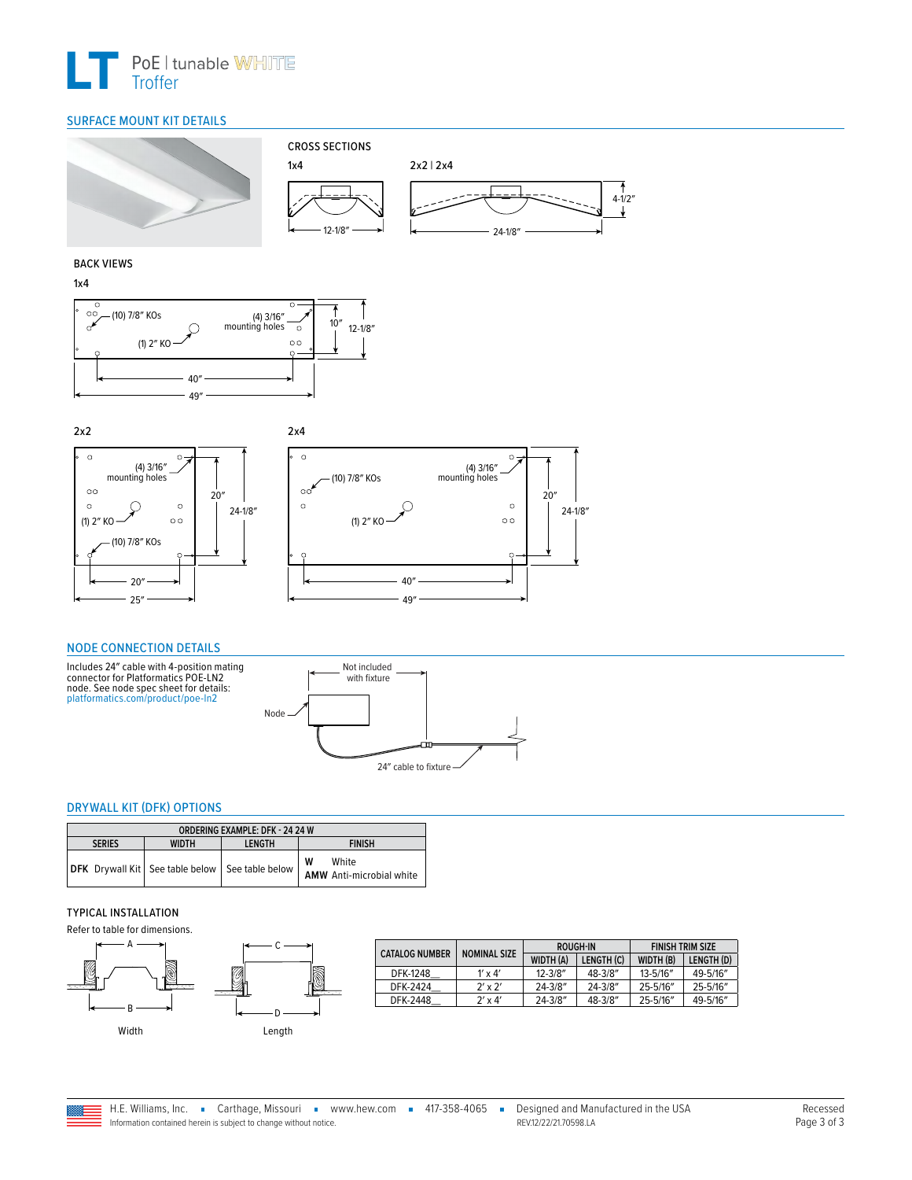# LT PoE | tunable WHITE Troffer

## SURFACE MOUNT KIT DETAILS

CROSS SECTIONS

1x4

12-1/8"

2x2 | 2x4

24-1/8"

4-1/2"

BACK VIEWS

1x4

(10) 7/8" KOs

(4) 3/16" mounting holes

(1) 2" KO

10"

12-1/8"

40"

49"

2x2

(4) 3/16" mounting holes

(1) 2" KO

(10) 7/8" KOs

20"

24-1/8"

20"

25"

2x4

(10) 7/8" KOs

(4) 3/16" mounting holes

(1) 2" KO

20"

24-1/8"

40"

49"

## NODE CONNECTION DETAILS

Includes 24" cable with 4-position mating connector for Platformatics POE-LN2 node. See node spec sheet for details: platformatics.com/product/poe-ln2

Not included with fixture

Node

24" cable to fixture

## DRYWALL KIT (DFK) OPTIONS

| ORDERING EXAMPLE: DFK - 24 24 W | | | |
|---|---|---|---|
| SERIES | WIDTH | LENGTH | FINISH |
| **DFK** Drywall Kit | See table below | See table below | **W** White<br>**AMW** Anti-microbial white |

### TYPICAL INSTALLATION

Refer to table for dimensions.

A

B

Width

C

D

Length

| CATALOG NUMBER | NOMINAL SIZE | ROUGH-IN | | FINISH TRIM SIZE | |
|---|---|---|---|---|---|
| | | WIDTH (A) | LENGTH (C) | WIDTH (B) | LENGTH (D) |
| DFK-1248__ | 1' x 4' | 12-3/8" | 48-3/8" | 13-5/16" | 49-5/16" |
| DFK-2424__ | 2' x 2' | 24-3/8" | 24-3/8" | 25-5/16" | 25-5/16" |
| DFK-2448__ | 2' x 4' | 24-3/8" | 48-3/8" | 25-5/16" | 49-5/16" |

H.E. Williams, Inc. ▪ Carthage, Missouri ▪ www.hew.com ▪ 417-358-4065 ▪ Designed and Manufactured in the USA

Information contained herein is subject to change without notice.

REV.12/22/21.70598.LA

Recessed